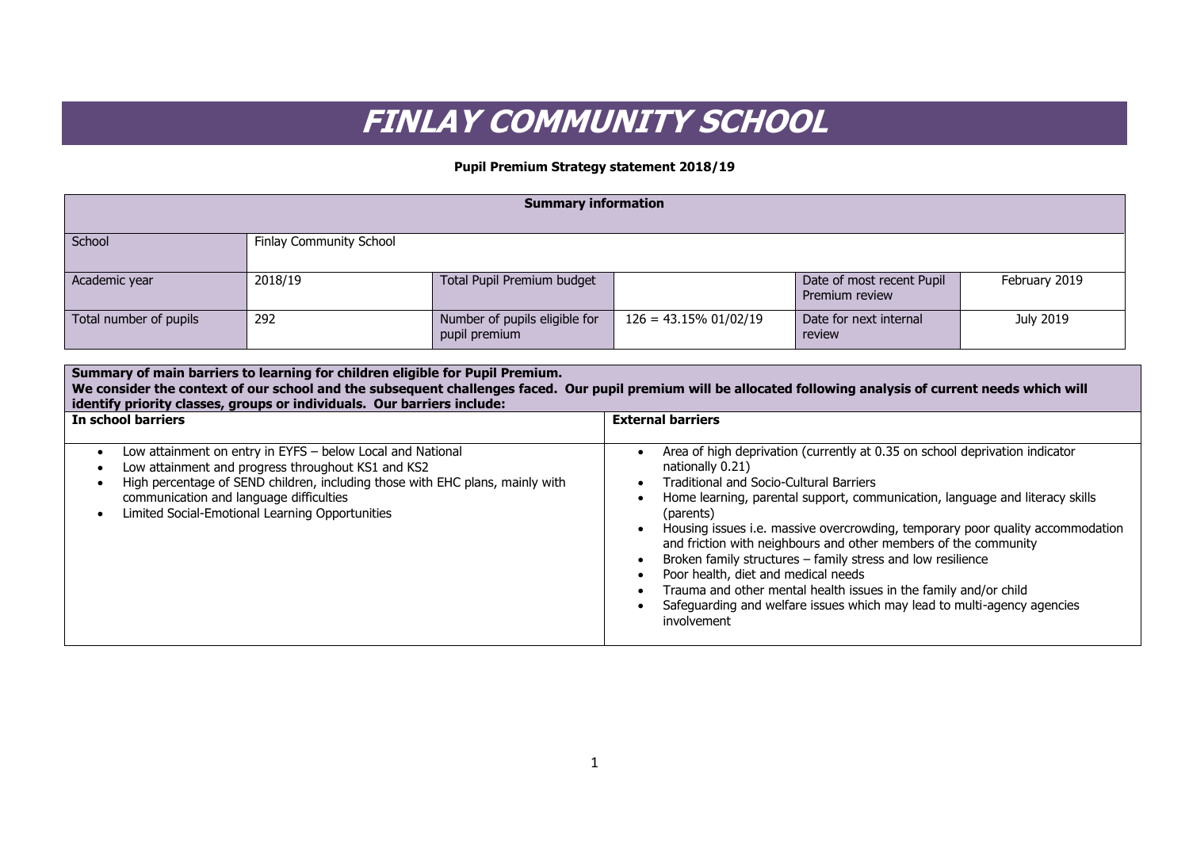# FINLAY COMMUNITY SCHOOL

**Pupil Premium Strategy statement 2018/19**

| **Summary information** | | | | | |
|---|---|---|---|---|---|
| School | Finlay Community School | | | | |
| Academic year | 2018/19 | Total Pupil Premium budget | | Date of most recent Pupil Premium review | February 2019 |
| Total number of pupils | 292 | Number of pupils eligible for pupil premium | 126 = 43.15% 01/02/19 | Date for next internal review | July 2019 |

| **Summary of main barriers to learning for children eligible for Pupil Premium. We consider the context of our school and the subsequent challenges faced. Our pupil premium will be allocated following analysis of current needs which will identify priority classes, groups or individuals. Our barriers include:** | |
|---|---|
| **In school barriers** | **External barriers** |
| • Low attainment on entry in EYFS – below Local and National<br>• Low attainment and progress throughout KS1 and KS2<br>• High percentage of SEND children, including those with EHC plans, mainly with communication and language difficulties<br>• Limited Social-Emotional Learning Opportunities | • Area of high deprivation (currently at 0.35 on school deprivation indicator nationally 0.21)<br>• Traditional and Socio-Cultural Barriers<br>• Home learning, parental support, communication, language and literacy skills (parents)<br>• Housing issues i.e. massive overcrowding, temporary poor quality accommodation and friction with neighbours and other members of the community<br>• Broken family structures – family stress and low resilience<br>• Poor health, diet and medical needs<br>• Trauma and other mental health issues in the family and/or child<br>• Safeguarding and welfare issues which may lead to multi-agency agencies involvement |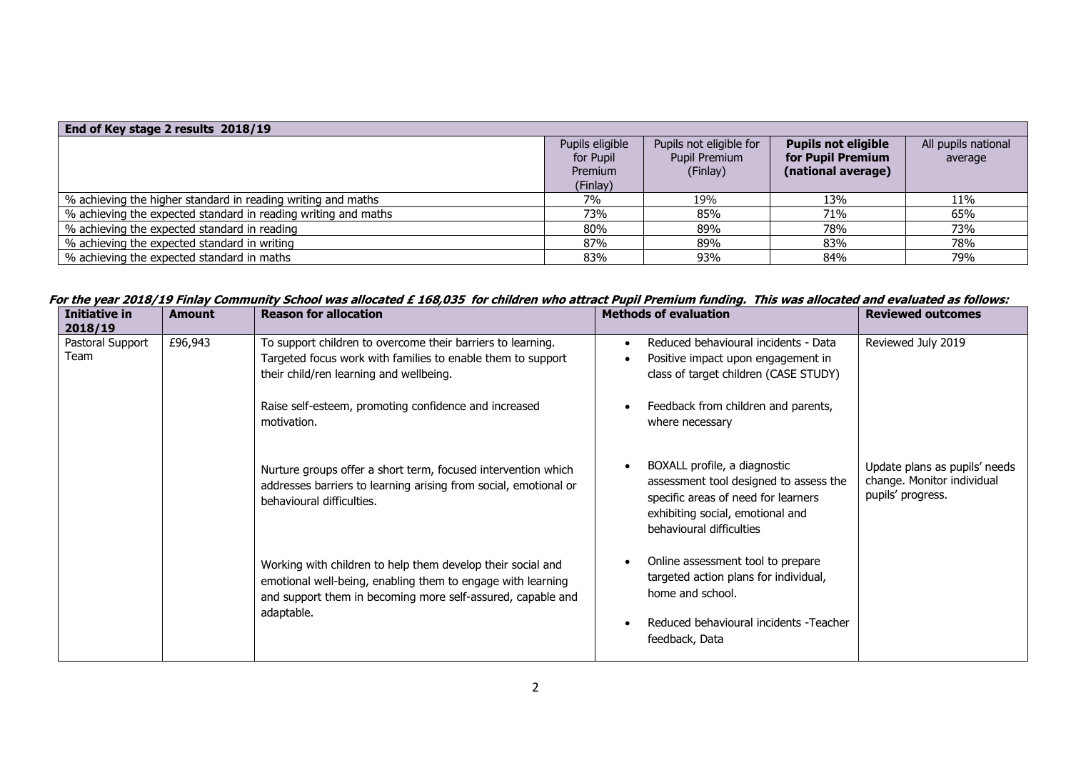| End of Key stage 2 results 2018/19 | | | | |
|---|---|---|---|---|
| | Pupils eligible for Pupil Premium (Finlay) | Pupils not eligible for Pupil Premium (Finlay) | **Pupils not eligible for Pupil Premium (national average)** | All pupils national average |
| % achieving the higher standard in reading writing and maths | 7% | 19% | 13% | 11% |
| % achieving the expected standard in reading writing and maths | 73% | 85% | 71% | 65% |
| % achieving the expected standard in reading | 80% | 89% | 78% | 73% |
| % achieving the expected standard in writing | 87% | 89% | 83% | 78% |
| % achieving the expected standard in maths | 83% | 93% | 84% | 79% |

***For the year 2018/19 Finlay Community School was allocated £ 168,035 for children who attract Pupil Premium funding. This was allocated and evaluated as follows:***

| Initiative in 2018/19 | Amount | Reason for allocation | Methods of evaluation | Reviewed outcomes |
|---|---|---|---|---|
| Pastoral Support Team | £96,943 | To support children to overcome their barriers to learning. Targeted focus work with families to enable them to support their child/ren learning and wellbeing.<br><br>Raise self-esteem, promoting confidence and increased motivation.<br><br>Nurture groups offer a short term, focused intervention which addresses barriers to learning arising from social, emotional or behavioural difficulties.<br><br>Working with children to help them develop their social and emotional well-being, enabling them to engage with learning and support them in becoming more self-assured, capable and adaptable. | • Reduced behavioural incidents - Data<br>• Positive impact upon engagement in class of target children (CASE STUDY)<br>• Feedback from children and parents, where necessary<br>• BOXALL profile, a diagnostic assessment tool designed to assess the specific areas of need for learners exhibiting social, emotional and behavioural difficulties<br>• Online assessment tool to prepare targeted action plans for individual, home and school.<br>• Reduced behavioural incidents -Teacher feedback, Data | Reviewed July 2019<br><br>Update plans as pupils' needs change. Monitor individual pupils' progress. |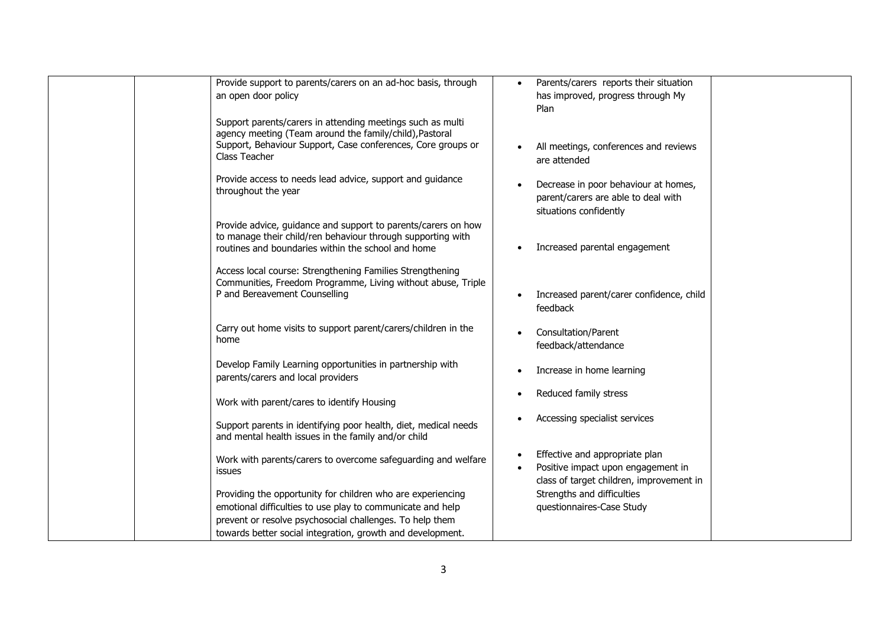| | | | | |
|---|---|---|---|---|
| | | Provide support to parents/carers on an ad-hoc basis, through an open door policy<br><br>Support parents/carers in attending meetings such as multi agency meeting (Team around the family/child),Pastoral Support, Behaviour Support, Case conferences, Core groups or Class Teacher<br><br>Provide access to needs lead advice, support and guidance throughout the year<br><br>Provide advice, guidance and support to parents/carers on how to manage their child/ren behaviour through supporting with routines and boundaries within the school and home<br><br>Access local course: Strengthening Families Strengthening Communities, Freedom Programme, Living without abuse, Triple P and Bereavement Counselling<br><br>Carry out home visits to support parent/carers/children in the home<br><br>Develop Family Learning opportunities in partnership with parents/carers and local providers<br><br>Work with parent/cares to identify Housing<br><br>Support parents in identifying poor health, diet, medical needs and mental health issues in the family and/or child<br><br>Work with parents/carers to overcome safeguarding and welfare issues<br><br>Providing the opportunity for children who are experiencing emotional difficulties to use play to communicate and help prevent or resolve psychosocial challenges. To help them towards better social integration, growth and development. | • Parents/carers reports their situation has improved, progress through My Plan<br><br>• All meetings, conferences and reviews are attended<br><br>• Decrease in poor behaviour at homes, parent/carers are able to deal with situations confidently<br><br>• Increased parental engagement<br><br>• Increased parent/carer confidence, child feedback<br><br>• Consultation/Parent feedback/attendance<br><br>• Increase in home learning<br><br>• Reduced family stress<br><br>• Accessing specialist services<br><br>• Effective and appropriate plan<br>• Positive impact upon engagement in class of target children, improvement in Strengths and difficulties questionnaires-Case Study | |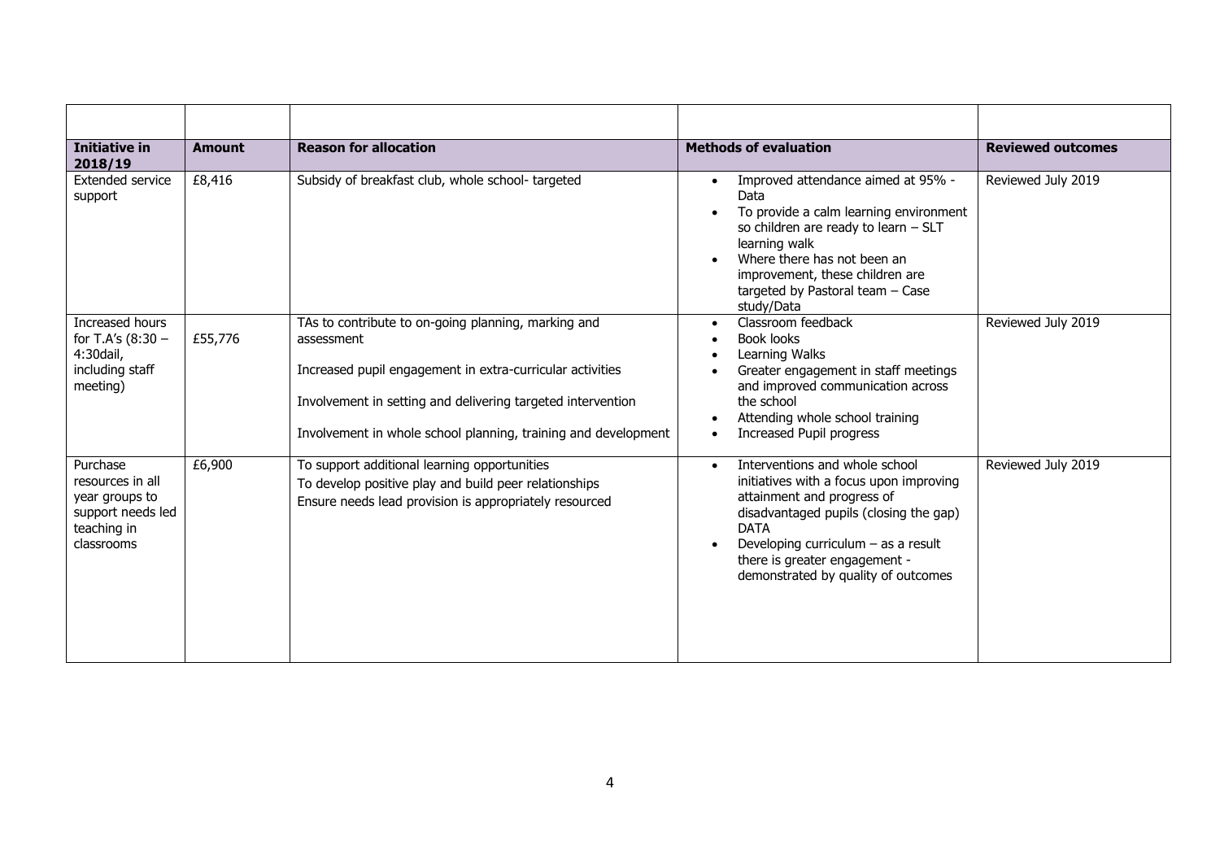| | | | | |
|---|---|---|---|---|
| **Initiative in 2018/19** | **Amount** | **Reason for allocation** | **Methods of evaluation** | **Reviewed outcomes** |
| Extended service support | £8,416 | Subsidy of breakfast club, whole school- targeted | • Improved attendance aimed at 95% - Data<br>• To provide a calm learning environment so children are ready to learn – SLT learning walk<br>• Where there has not been an improvement, these children are targeted by Pastoral team – Case study/Data | Reviewed July 2019 |
| Increased hours for T.A's (8:30 – 4:30dail, including staff meeting) | £55,776 | TAs to contribute to on-going planning, marking and assessment<br><br>Increased pupil engagement in extra-curricular activities<br><br>Involvement in setting and delivering targeted intervention<br><br>Involvement in whole school planning, training and development | • Classroom feedback<br>• Book looks<br>• Learning Walks<br>• Greater engagement in staff meetings and improved communication across the school<br>• Attending whole school training<br>• Increased Pupil progress | Reviewed July 2019 |
| Purchase resources in all year groups to support needs led teaching in classrooms | £6,900 | To support additional learning opportunities<br>To develop positive play and build peer relationships<br>Ensure needs lead provision is appropriately resourced | • Interventions and whole school initiatives with a focus upon improving attainment and progress of disadvantaged pupils (closing the gap) DATA<br>• Developing curriculum – as a result there is greater engagement - demonstrated by quality of outcomes | Reviewed July 2019 |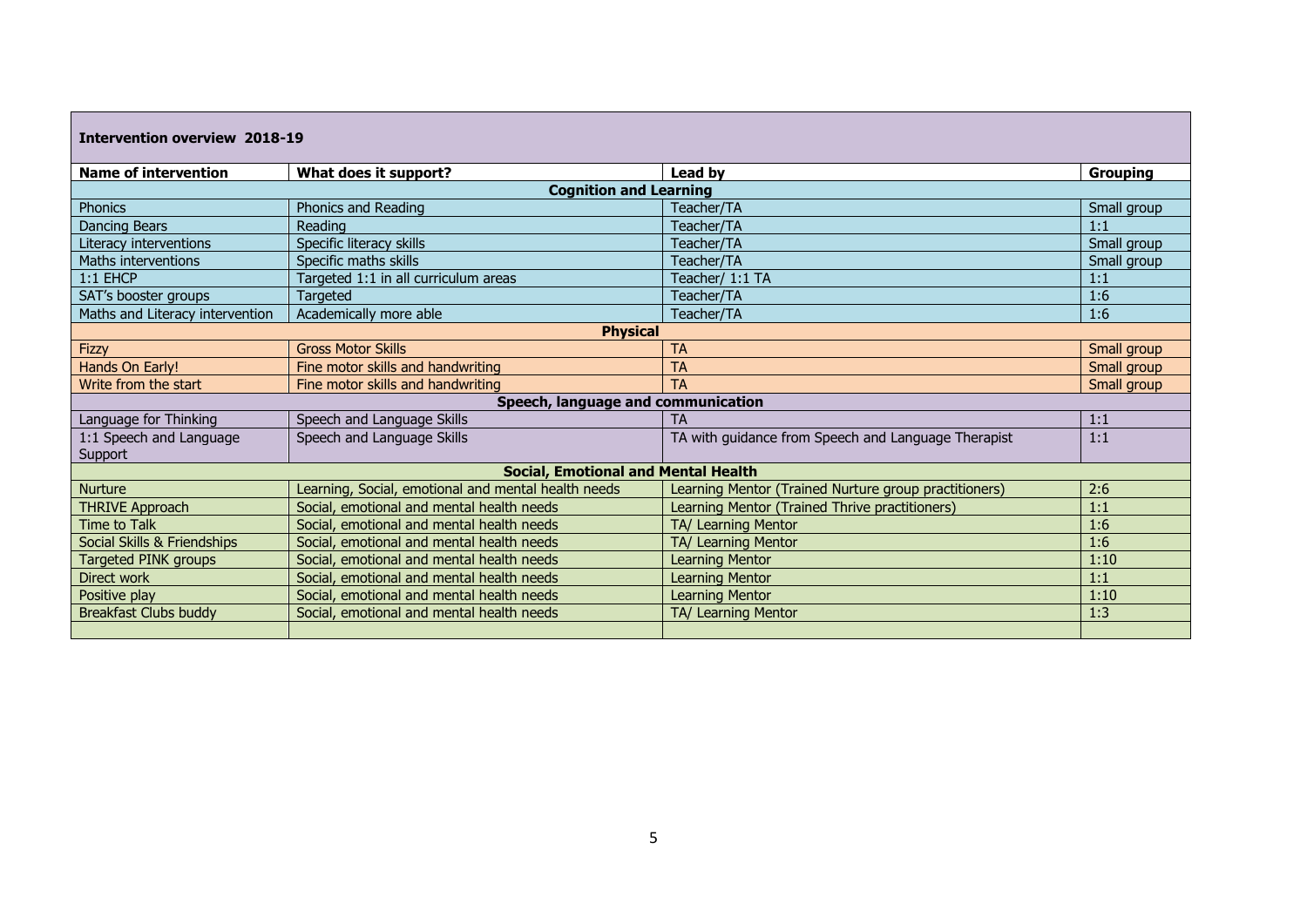**Intervention overview 2018-19**

| Name of intervention | What does it support? | Lead by | Grouping |
|---|---|---|---|
| **Cognition and Learning** | | | |
| Phonics | Phonics and Reading | Teacher/TA | Small group |
| Dancing Bears | Reading | Teacher/TA | 1:1 |
| Literacy interventions | Specific literacy skills | Teacher/TA | Small group |
| Maths interventions | Specific maths skills | Teacher/TA | Small group |
| 1:1 EHCP | Targeted 1:1 in all curriculum areas | Teacher/ 1:1 TA | 1:1 |
| SAT's booster groups | Targeted | Teacher/TA | 1:6 |
| Maths and Literacy intervention | Academically more able | Teacher/TA | 1:6 |
| **Physical** | | | |
| Fizzy | Gross Motor Skills | TA | Small group |
| Hands On Early! | Fine motor skills and handwriting | TA | Small group |
| Write from the start | Fine motor skills and handwriting | TA | Small group |
| **Speech, language and communication** | | | |
| Language for Thinking | Speech and Language Skills | TA | 1:1 |
| 1:1 Speech and Language Support | Speech and Language Skills | TA with guidance from Speech and Language Therapist | 1:1 |
| **Social, Emotional and Mental Health** | | | |
| Nurture | Learning, Social, emotional and mental health needs | Learning Mentor (Trained Nurture group practitioners) | 2:6 |
| THRIVE Approach | Social, emotional and mental health needs | Learning Mentor (Trained Thrive practitioners) | 1:1 |
| Time to Talk | Social, emotional and mental health needs | TA/ Learning Mentor | 1:6 |
| Social Skills & Friendships | Social, emotional and mental health needs | TA/ Learning Mentor | 1:6 |
| Targeted PINK groups | Social, emotional and mental health needs | Learning Mentor | 1:10 |
| Direct work | Social, emotional and mental health needs | Learning Mentor | 1:1 |
| Positive play | Social, emotional and mental health needs | Learning Mentor | 1:10 |
| Breakfast Clubs buddy | Social, emotional and mental health needs | TA/ Learning Mentor | 1:3 |
| | | | |